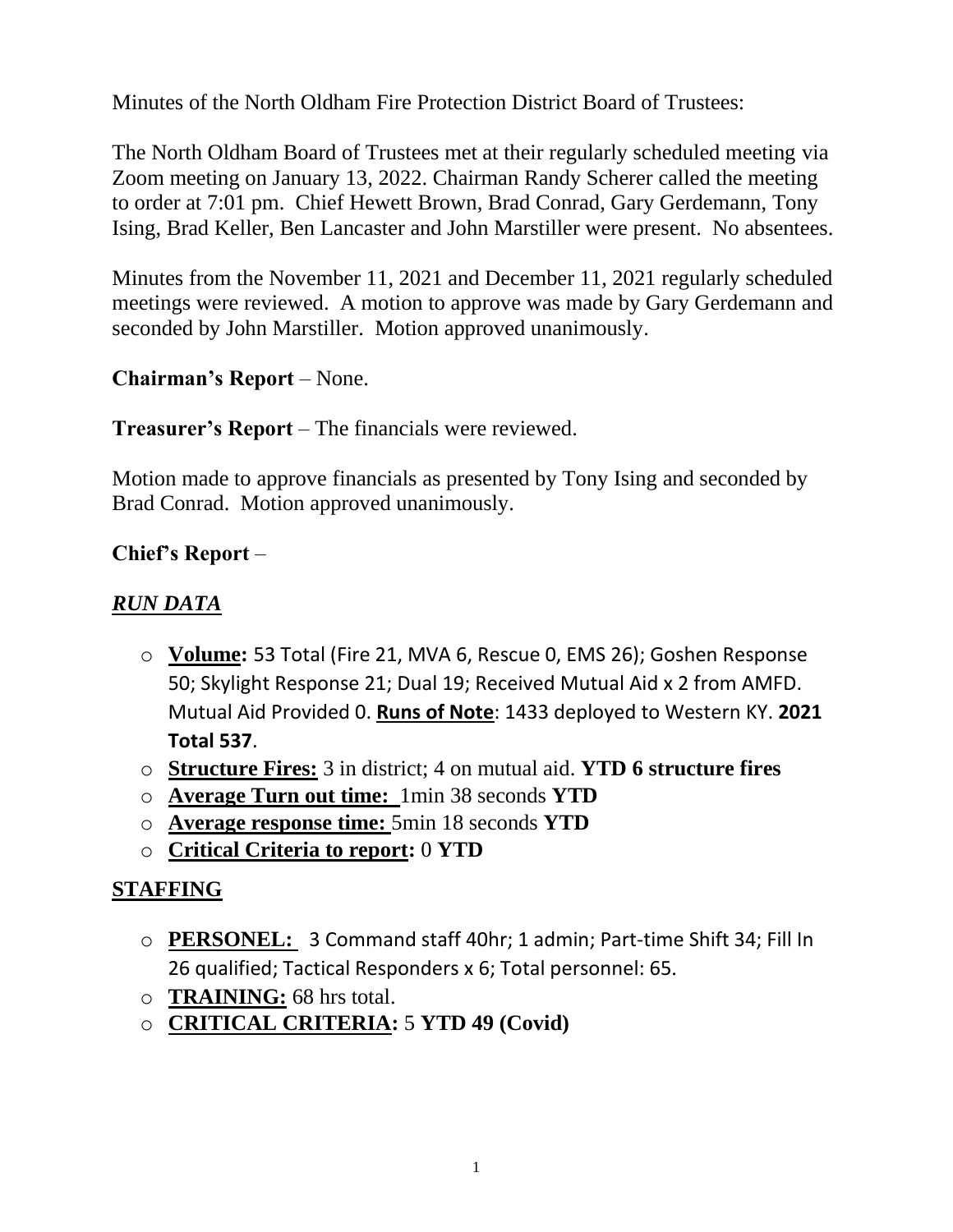Minutes of the North Oldham Fire Protection District Board of Trustees:

The North Oldham Board of Trustees met at their regularly scheduled meeting via Zoom meeting on January 13, 2022. Chairman Randy Scherer called the meeting to order at 7:01 pm. Chief Hewett Brown, Brad Conrad, Gary Gerdemann, Tony Ising, Brad Keller, Ben Lancaster and John Marstiller were present. No absentees.

Minutes from the November 11, 2021 and December 11, 2021 regularly scheduled meetings were reviewed. A motion to approve was made by Gary Gerdemann and seconded by John Marstiller. Motion approved unanimously.

**Chairman's Report** – None.

**Treasurer's Report** – The financials were reviewed.

Motion made to approve financials as presented by Tony Ising and seconded by Brad Conrad. Motion approved unanimously.

**Chief's Report** –

## ***RUN DATA***

- **Volume:** 53 Total (Fire 21, MVA 6, Rescue 0, EMS 26); Goshen Response 50; Skylight Response 21; Dual 19; Received Mutual Aid x 2 from AMFD. Mutual Aid Provided 0. **Runs of Note**: 1433 deployed to Western KY. **2021 Total 537**.
- **Structure Fires:** 3 in district; 4 on mutual aid. **YTD 6 structure fires**
- **Average Turn out time:** 1min 38 seconds **YTD**
- **Average response time:** 5min 18 seconds **YTD**
- **Critical Criteria to report:** 0 **YTD**

## **STAFFING**

- **PERSONEL:** 3 Command staff 40hr; 1 admin; Part-time Shift 34; Fill In 26 qualified; Tactical Responders x 6; Total personnel: 65.
- **TRAINING:** 68 hrs total.
- **CRITICAL CRITERIA:** 5 **YTD 49 (Covid)**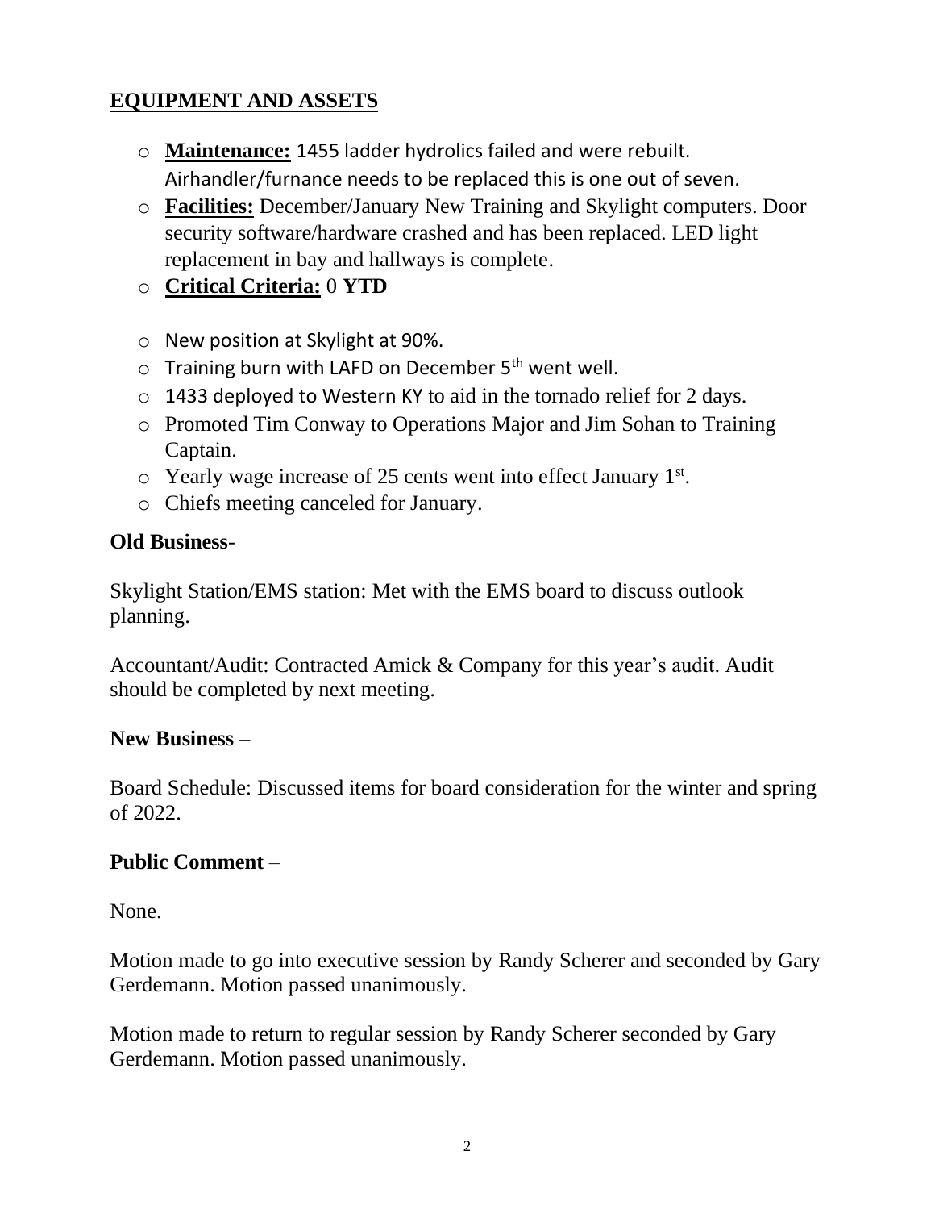## EQUIPMENT AND ASSETS

- **Maintenance:** 1455 ladder hydrolics failed and were rebuilt. Airhandler/furnance needs to be replaced this is one out of seven.
- **Facilities:** December/January New Training and Skylight computers. Door security software/hardware crashed and has been replaced. LED light replacement in bay and hallways is complete.
- **Critical Criteria:** 0 **YTD**

- New position at Skylight at 90%.
- Training burn with LAFD on December 5th went well.
- 1433 deployed to Western KY to aid in the tornado relief for 2 days.
- Promoted Tim Conway to Operations Major and Jim Sohan to Training Captain.
- Yearly wage increase of 25 cents went into effect January 1st.
- Chiefs meeting canceled for January.

**Old Business**-

Skylight Station/EMS station: Met with the EMS board to discuss outlook planning.

Accountant/Audit: Contracted Amick & Company for this year's audit. Audit should be completed by next meeting.

**New Business** –

Board Schedule: Discussed items for board consideration for the winter and spring of 2022.

**Public Comment** –

None.

Motion made to go into executive session by Randy Scherer and seconded by Gary Gerdemann. Motion passed unanimously.

Motion made to return to regular session by Randy Scherer seconded by Gary Gerdemann. Motion passed unanimously.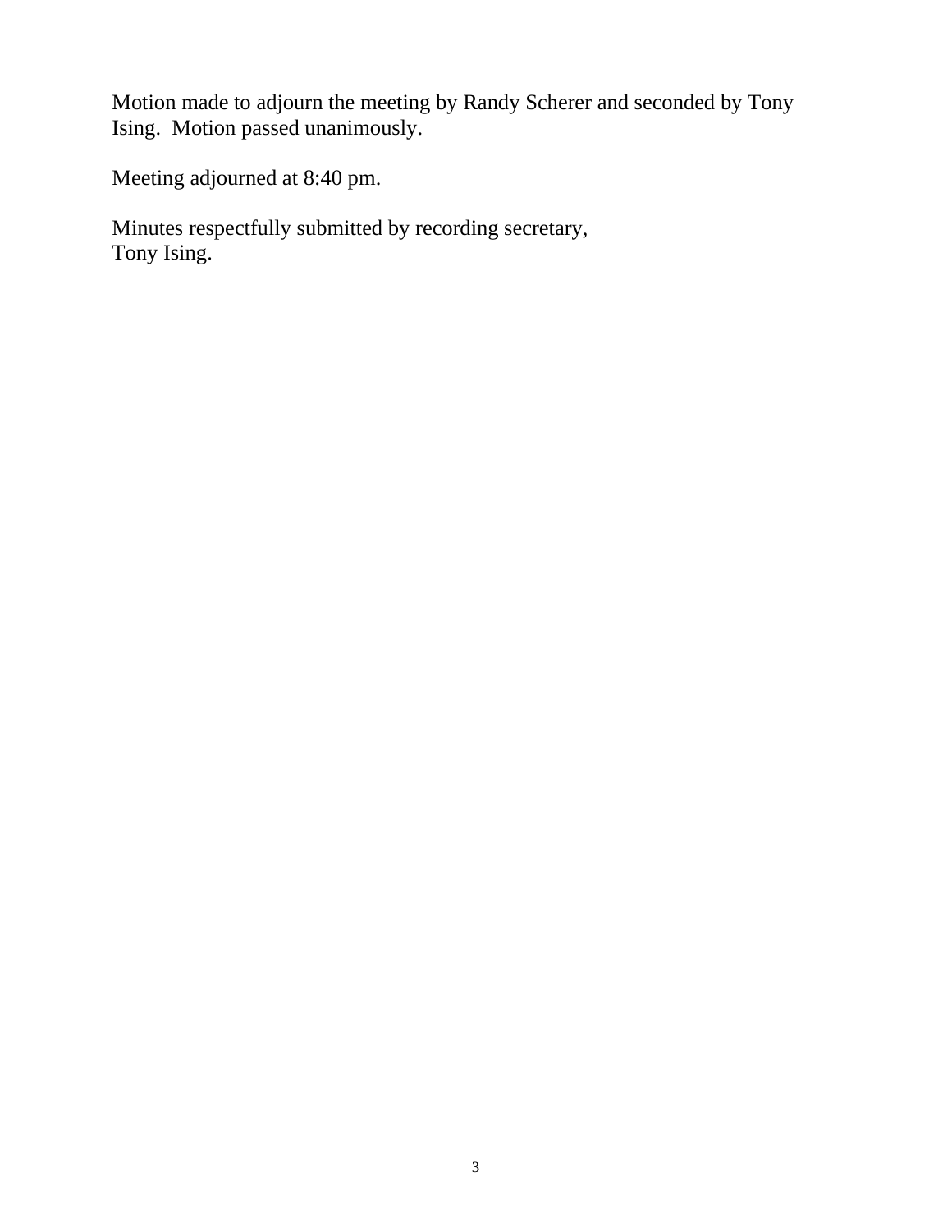Motion made to adjourn the meeting by Randy Scherer and seconded by Tony Ising. Motion passed unanimously.

Meeting adjourned at 8:40 pm.

Minutes respectfully submitted by recording secretary,
Tony Ising.